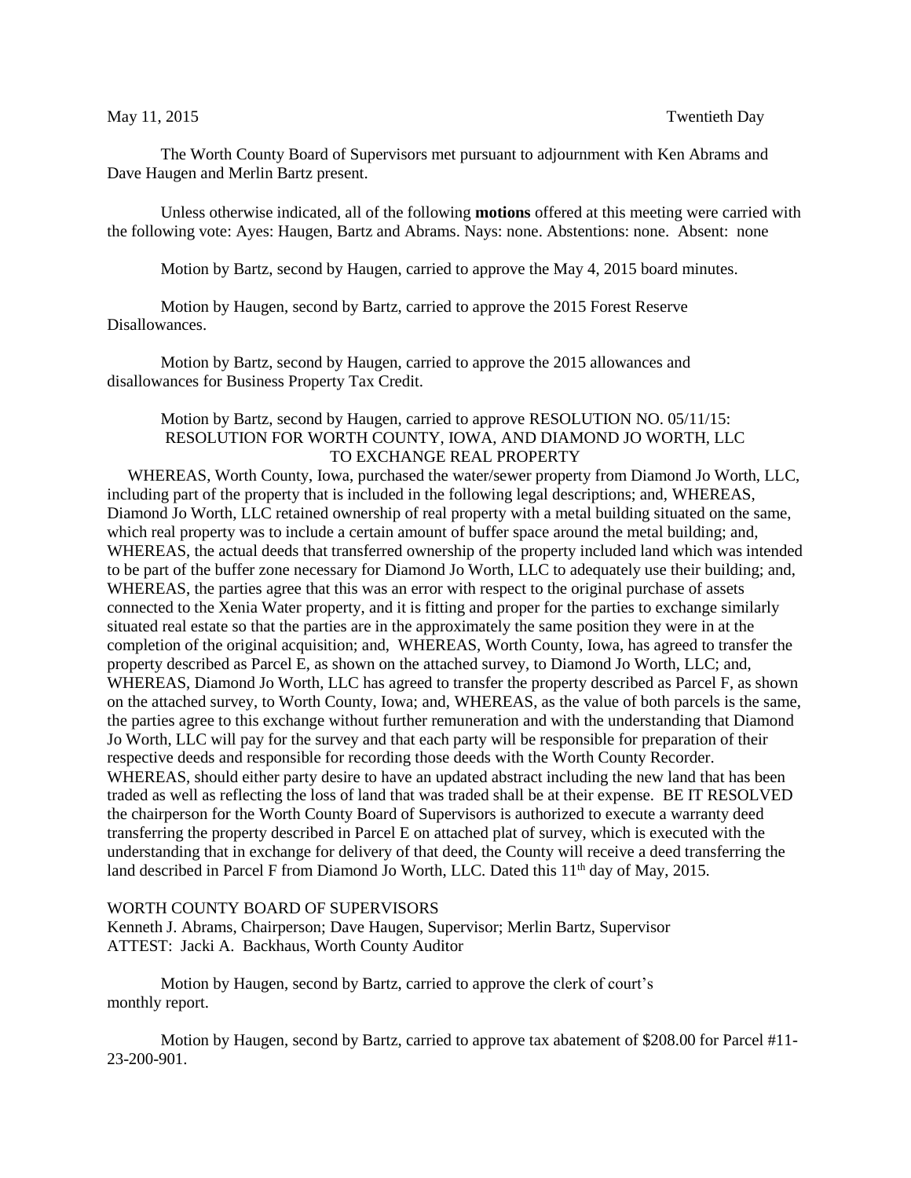May 11, 2015 Twentieth Day

The Worth County Board of Supervisors met pursuant to adjournment with Ken Abrams and Dave Haugen and Merlin Bartz present.

Unless otherwise indicated, all of the following **motions** offered at this meeting were carried with the following vote: Ayes: Haugen, Bartz and Abrams. Nays: none. Abstentions: none. Absent: none

Motion by Bartz, second by Haugen, carried to approve the May 4, 2015 board minutes.

Motion by Haugen, second by Bartz, carried to approve the 2015 Forest Reserve Disallowances.

Motion by Bartz, second by Haugen, carried to approve the 2015 allowances and disallowances for Business Property Tax Credit.

Motion by Bartz, second by Haugen, carried to approve RESOLUTION NO. 05/11/15: RESOLUTION FOR WORTH COUNTY, IOWA, AND DIAMOND JO WORTH, LLC TO EXCHANGE REAL PROPERTY

WHEREAS, Worth County, Iowa, purchased the water/sewer property from Diamond Jo Worth, LLC, including part of the property that is included in the following legal descriptions; and, WHEREAS, Diamond Jo Worth, LLC retained ownership of real property with a metal building situated on the same, which real property was to include a certain amount of buffer space around the metal building; and, WHEREAS, the actual deeds that transferred ownership of the property included land which was intended to be part of the buffer zone necessary for Diamond Jo Worth, LLC to adequately use their building; and, WHEREAS, the parties agree that this was an error with respect to the original purchase of assets connected to the Xenia Water property, and it is fitting and proper for the parties to exchange similarly situated real estate so that the parties are in the approximately the same position they were in at the completion of the original acquisition; and, WHEREAS, Worth County, Iowa, has agreed to transfer the property described as Parcel E, as shown on the attached survey, to Diamond Jo Worth, LLC; and, WHEREAS, Diamond Jo Worth, LLC has agreed to transfer the property described as Parcel F, as shown on the attached survey, to Worth County, Iowa; and, WHEREAS, as the value of both parcels is the same, the parties agree to this exchange without further remuneration and with the understanding that Diamond Jo Worth, LLC will pay for the survey and that each party will be responsible for preparation of their respective deeds and responsible for recording those deeds with the Worth County Recorder. WHEREAS, should either party desire to have an updated abstract including the new land that has been traded as well as reflecting the loss of land that was traded shall be at their expense. BE IT RESOLVED the chairperson for the Worth County Board of Supervisors is authorized to execute a warranty deed transferring the property described in Parcel E on attached plat of survey, which is executed with the understanding that in exchange for delivery of that deed, the County will receive a deed transferring the land described in Parcel F from Diamond Jo Worth, LLC. Dated this 11th day of May, 2015.

WORTH COUNTY BOARD OF SUPERVISORS
Kenneth J. Abrams, Chairperson; Dave Haugen, Supervisor; Merlin Bartz, Supervisor
ATTEST: Jacki A. Backhaus, Worth County Auditor

Motion by Haugen, second by Bartz, carried to approve the clerk of court's monthly report.

Motion by Haugen, second by Bartz, carried to approve tax abatement of $208.00 for Parcel #11-23-200-901.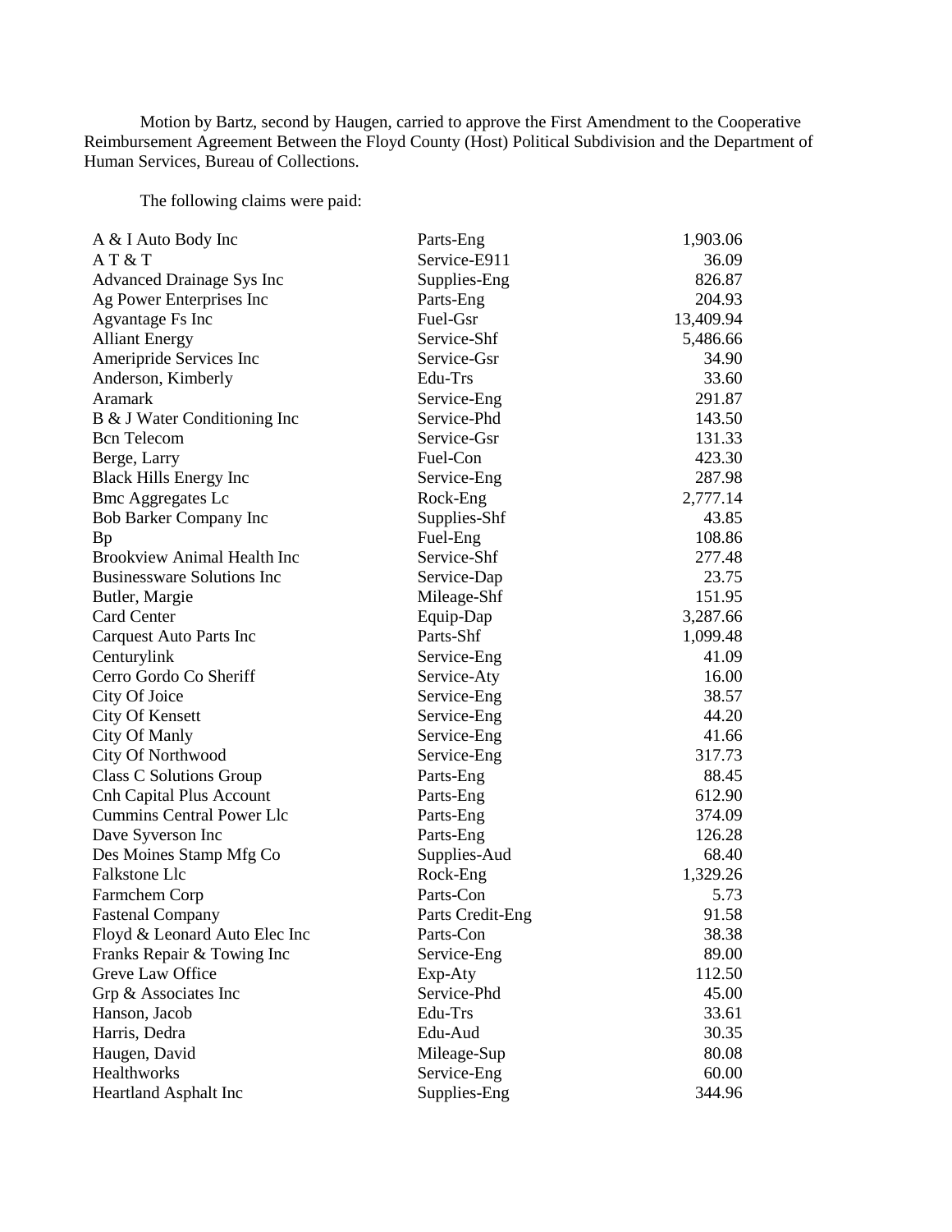Motion by Bartz, second by Haugen, carried to approve the First Amendment to the Cooperative Reimbursement Agreement Between the Floyd County (Host) Political Subdivision and the Department of Human Services, Bureau of Collections.

The following claims were paid:

| | | |
|---|---|---|
| A & I Auto Body Inc | Parts-Eng | 1,903.06 |
| A T & T | Service-E911 | 36.09 |
| Advanced Drainage Sys Inc | Supplies-Eng | 826.87 |
| Ag Power Enterprises Inc | Parts-Eng | 204.93 |
| Agvantage Fs Inc | Fuel-Gsr | 13,409.94 |
| Alliant Energy | Service-Shf | 5,486.66 |
| Ameripride Services Inc | Service-Gsr | 34.90 |
| Anderson, Kimberly | Edu-Trs | 33.60 |
| Aramark | Service-Eng | 291.87 |
| B & J Water Conditioning Inc | Service-Phd | 143.50 |
| Bcn Telecom | Service-Gsr | 131.33 |
| Berge, Larry | Fuel-Con | 423.30 |
| Black Hills Energy Inc | Service-Eng | 287.98 |
| Bmc Aggregates Lc | Rock-Eng | 2,777.14 |
| Bob Barker Company Inc | Supplies-Shf | 43.85 |
| Bp | Fuel-Eng | 108.86 |
| Brookview Animal Health Inc | Service-Shf | 277.48 |
| Businessware Solutions Inc | Service-Dap | 23.75 |
| Butler, Margie | Mileage-Shf | 151.95 |
| Card Center | Equip-Dap | 3,287.66 |
| Carquest Auto Parts Inc | Parts-Shf | 1,099.48 |
| Centurylink | Service-Eng | 41.09 |
| Cerro Gordo Co Sheriff | Service-Aty | 16.00 |
| City Of Joice | Service-Eng | 38.57 |
| City Of Kensett | Service-Eng | 44.20 |
| City Of Manly | Service-Eng | 41.66 |
| City Of Northwood | Service-Eng | 317.73 |
| Class C Solutions Group | Parts-Eng | 88.45 |
| Cnh Capital Plus Account | Parts-Eng | 612.90 |
| Cummins Central Power Llc | Parts-Eng | 374.09 |
| Dave Syverson Inc | Parts-Eng | 126.28 |
| Des Moines Stamp Mfg Co | Supplies-Aud | 68.40 |
| Falkstone Llc | Rock-Eng | 1,329.26 |
| Farmchem Corp | Parts-Con | 5.73 |
| Fastenal Company | Parts Credit-Eng | 91.58 |
| Floyd & Leonard Auto Elec Inc | Parts-Con | 38.38 |
| Franks Repair & Towing Inc | Service-Eng | 89.00 |
| Greve Law Office | Exp-Aty | 112.50 |
| Grp & Associates Inc | Service-Phd | 45.00 |
| Hanson, Jacob | Edu-Trs | 33.61 |
| Harris, Dedra | Edu-Aud | 30.35 |
| Haugen, David | Mileage-Sup | 80.08 |
| Healthworks | Service-Eng | 60.00 |
| Heartland Asphalt Inc | Supplies-Eng | 344.96 |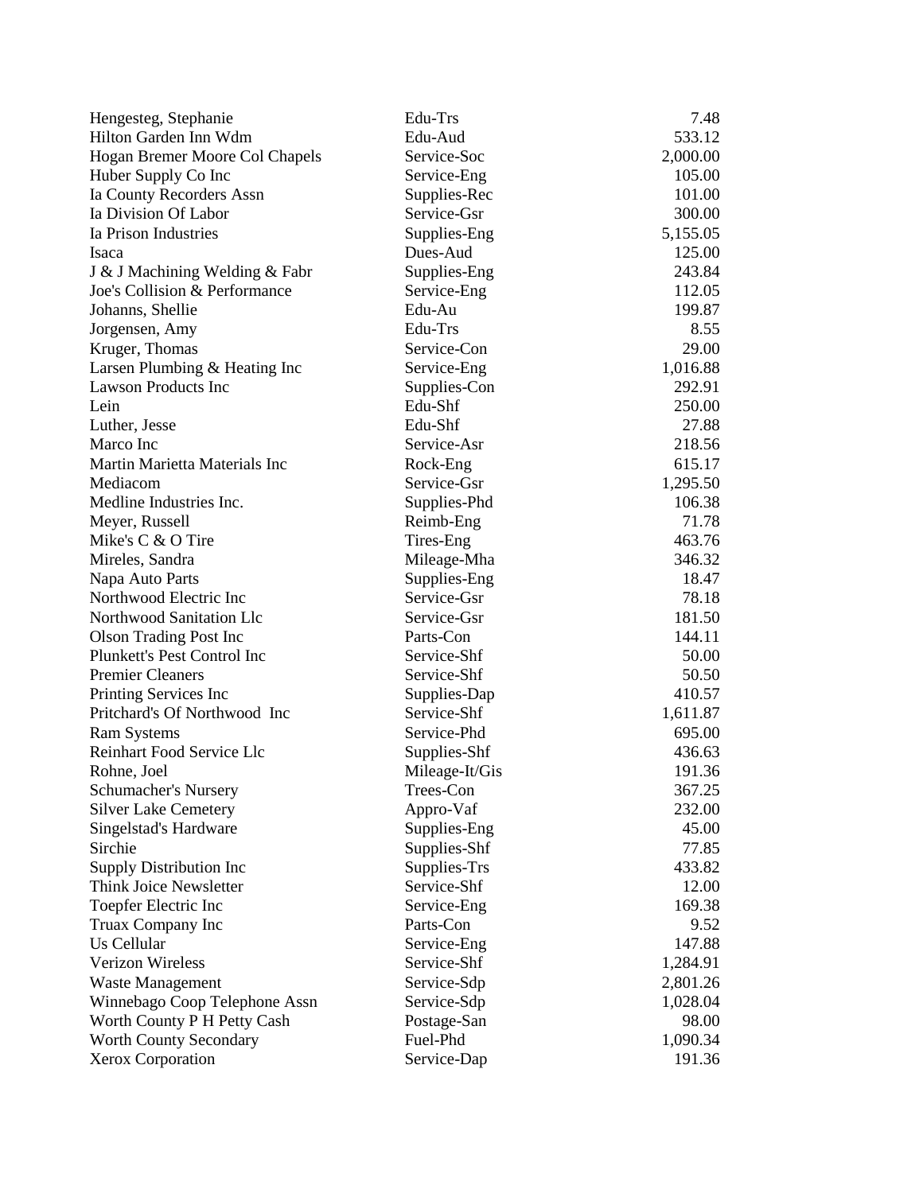| | | |
|---|---|---|
| Hengesteg, Stephanie | Edu-Trs | 7.48 |
| Hilton Garden Inn Wdm | Edu-Aud | 533.12 |
| Hogan Bremer Moore Col Chapels | Service-Soc | 2,000.00 |
| Huber Supply Co Inc | Service-Eng | 105.00 |
| Ia County Recorders Assn | Supplies-Rec | 101.00 |
| Ia Division Of Labor | Service-Gsr | 300.00 |
| Ia Prison Industries | Supplies-Eng | 5,155.05 |
| Isaca | Dues-Aud | 125.00 |
| J & J Machining Welding & Fabr | Supplies-Eng | 243.84 |
| Joe's Collision & Performance | Service-Eng | 112.05 |
| Johanns, Shellie | Edu-Au | 199.87 |
| Jorgensen, Amy | Edu-Trs | 8.55 |
| Kruger, Thomas | Service-Con | 29.00 |
| Larsen Plumbing & Heating Inc | Service-Eng | 1,016.88 |
| Lawson Products Inc | Supplies-Con | 292.91 |
| Lein | Edu-Shf | 250.00 |
| Luther, Jesse | Edu-Shf | 27.88 |
| Marco Inc | Service-Asr | 218.56 |
| Martin Marietta Materials Inc | Rock-Eng | 615.17 |
| Mediacom | Service-Gsr | 1,295.50 |
| Medline Industries Inc. | Supplies-Phd | 106.38 |
| Meyer, Russell | Reimb-Eng | 71.78 |
| Mike's C & O Tire | Tires-Eng | 463.76 |
| Mireles, Sandra | Mileage-Mha | 346.32 |
| Napa Auto Parts | Supplies-Eng | 18.47 |
| Northwood Electric Inc | Service-Gsr | 78.18 |
| Northwood Sanitation Llc | Service-Gsr | 181.50 |
| Olson Trading Post Inc | Parts-Con | 144.11 |
| Plunkett's Pest Control Inc | Service-Shf | 50.00 |
| Premier Cleaners | Service-Shf | 50.50 |
| Printing Services Inc | Supplies-Dap | 410.57 |
| Pritchard's Of Northwood Inc | Service-Shf | 1,611.87 |
| Ram Systems | Service-Phd | 695.00 |
| Reinhart Food Service Llc | Supplies-Shf | 436.63 |
| Rohne, Joel | Mileage-It/Gis | 191.36 |
| Schumacher's Nursery | Trees-Con | 367.25 |
| Silver Lake Cemetery | Appro-Vaf | 232.00 |
| Singelstad's Hardware | Supplies-Eng | 45.00 |
| Sirchie | Supplies-Shf | 77.85 |
| Supply Distribution Inc | Supplies-Trs | 433.82 |
| Think Joice Newsletter | Service-Shf | 12.00 |
| Toepfer Electric Inc | Service-Eng | 169.38 |
| Truax Company Inc | Parts-Con | 9.52 |
| Us Cellular | Service-Eng | 147.88 |
| Verizon Wireless | Service-Shf | 1,284.91 |
| Waste Management | Service-Sdp | 2,801.26 |
| Winnebago Coop Telephone Assn | Service-Sdp | 1,028.04 |
| Worth County P H Petty Cash | Postage-San | 98.00 |
| Worth County Secondary | Fuel-Phd | 1,090.34 |
| Xerox Corporation | Service-Dap | 191.36 |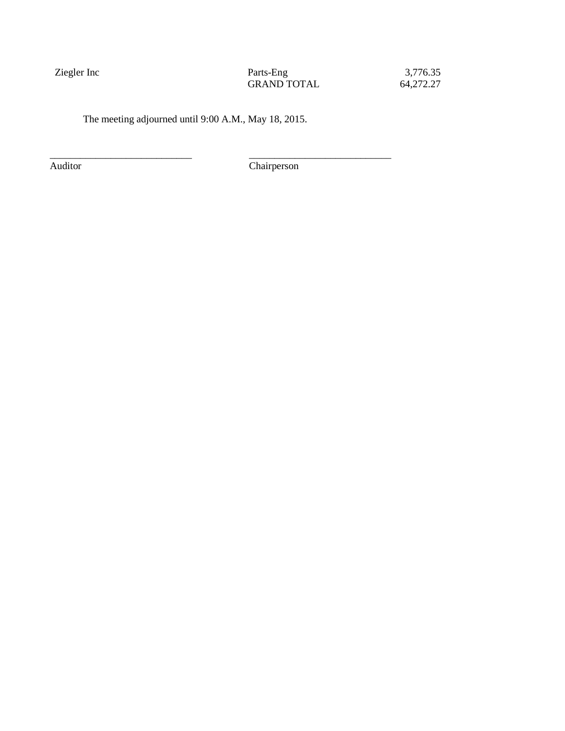| | | |
|---|---|---|
| Ziegler Inc | Parts-Eng | 3,776.35 |
| | GRAND TOTAL | 64,272.27 |

The meeting adjourned until 9:00 A.M., May 18, 2015.

_____________________________ _____________________________

Auditor Chairperson